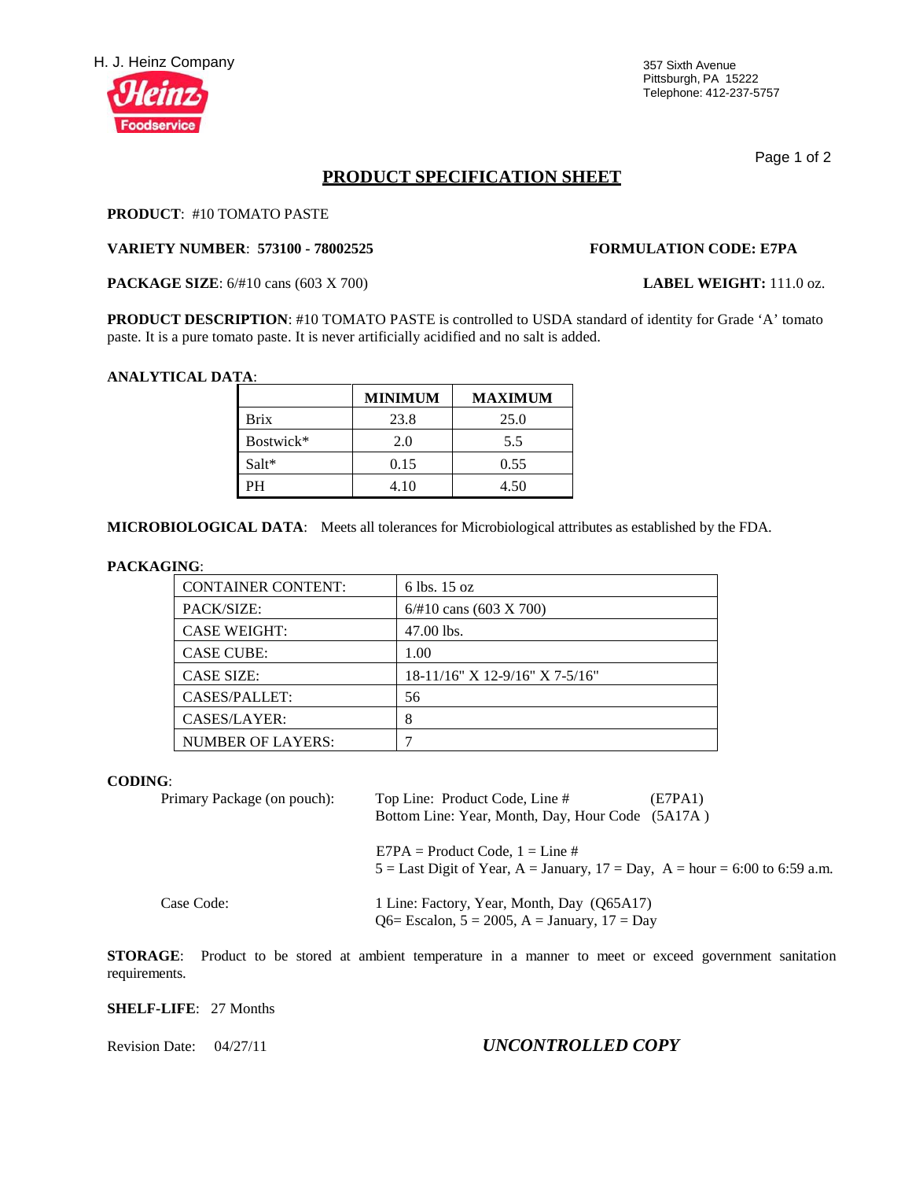H. J. Heinz Company

357 Sixth Avenue
Pittsburgh, PA 15222
Telephone: 412-237-5757

# PRODUCT SPECIFICATION SHEET

**PRODUCT**: #10 TOMATO PASTE

**VARIETY NUMBER**: **573100 - 78002525** **FORMULATION CODE: E7PA**

**PACKAGE SIZE**: 6/#10 cans (603 X 700) **LABEL WEIGHT:** 111.0 oz.

**PRODUCT DESCRIPTION**: #10 TOMATO PASTE is controlled to USDA standard of identity for Grade 'A' tomato paste. It is a pure tomato paste. It is never artificially acidified and no salt is added.

**ANALYTICAL DATA**:

| | MINIMUM | MAXIMUM |
|---|---|---|
| Brix | 23.8 | 25.0 |
| Bostwick* | 2.0 | 5.5 |
| Salt* | 0.15 | 0.55 |
| PH | 4.10 | 4.50 |

**MICROBIOLOGICAL DATA**: Meets all tolerances for Microbiological attributes as established by the FDA.

**PACKAGING**:

| | |
|---|---|
| CONTAINER CONTENT: | 6 lbs. 15 oz |
| PACK/SIZE: | 6/#10 cans (603 X 700) |
| CASE WEIGHT: | 47.00 lbs. |
| CASE CUBE: | 1.00 |
| CASE SIZE: | 18-11/16" X 12-9/16" X 7-5/16" |
| CASES/PALLET: | 56 |
| CASES/LAYER: | 8 |
| NUMBER OF LAYERS: | 7 |

**CODING**:

Primary Package (on pouch):

Top Line: Product Code, Line # (E7PA1)
Bottom Line: Year, Month, Day, Hour Code (5A17A )

E7PA = Product Code, 1 = Line #
5 = Last Digit of Year, A = January, 17 = Day, A = hour = 6:00 to 6:59 a.m.

Case Code:

1 Line: Factory, Year, Month, Day (Q65A17)
Q6= Escalon, 5 = 2005, A = January, 17 = Day

**STORAGE**: Product to be stored at ambient temperature in a manner to meet or exceed government sanitation requirements.

**SHELF-LIFE**: 27 Months

Revision Date: 04/27/11

***UNCONTROLLED COPY***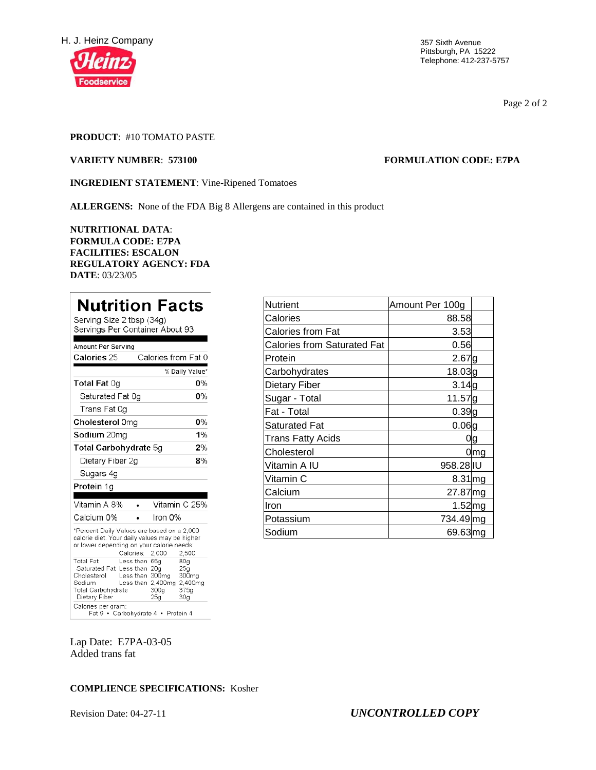H. J. Heinz Company

Heinz Foodservice

357 Sixth Avenue
Pittsburgh, PA 15222
Telephone: 412-237-5757

**PRODUCT**: #10 TOMATO PASTE

**VARIETY NUMBER**: **573100** **FORMULATION CODE: E7PA**

**INGREDIENT STATEMENT**: Vine-Ripened Tomatoes

**ALLERGENS:** None of the FDA Big 8 Allergens are contained in this product

**NUTRITIONAL DATA**:
**FORMULA CODE: E7PA**
**FACILITIES: ESCALON**
**REGULATORY AGENCY: FDA**
**DATE**: 03/23/05

## Nutrition Facts

Serving Size 2 tbsp (34g)
Servings Per Container About 93

| Amount Per Serving | |
|---|---|
| **Calories** 25 | Calories from Fat 0 |
| | % Daily Value* |
| **Total Fat** 0g | **0%** |
| Saturated Fat 0g | **0%** |
| Trans Fat 0g | |
| **Cholesterol** 0mg | **0%** |
| **Sodium** 20mg | **1%** |
| **Total Carbohydrate** 5g | **2%** |
| Dietary Fiber 2g | **8%** |
| Sugars 4g | |
| **Protein** 1g | |

| | |
|---|---|
| Vitamin A 8% | Vitamin C 25% |
| Calcium 0% | Iron 0% |

*Percent Daily Values are based on a 2,000 calorie diet. Your daily values may be higher or lower depending on your calorie needs:

| | Calories: | 2,000 | 2,500 |
|---|---|---|---|
| Total Fat | Less than | 65g | 80g |
| Saturated Fat | Less than | 20g | 25g |
| Cholesterol | Less than | 300mg | 300mg |
| Sodium | Less than | 2,400mg | 2,400mg |
| Total Carbohydrate | | 300g | 375g |
| Dietary Fiber | | 25g | 30g |

Calories per gram:
Fat 9 • Carbohydrate 4 • Protein 4

| Nutrient | Amount Per 100g | |
|---|---|---|
| Calories | 88.58 | |
| Calories from Fat | 3.53 | |
| Calories from Saturated Fat | 0.56 | |
| Protein | 2.67 | g |
| Carbohydrates | 18.03 | g |
| Dietary Fiber | 3.14 | g |
| Sugar - Total | 11.57 | g |
| Fat - Total | 0.39 | g |
| Saturated Fat | 0.06 | g |
| Trans Fatty Acids | 0 | g |
| Cholesterol | 0 | mg |
| Vitamin A IU | 958.28 | IU |
| Vitamin C | 8.31 | mg |
| Calcium | 27.87 | mg |
| Iron | 1.52 | mg |
| Potassium | 734.49 | mg |
| Sodium | 69.63 | mg |

Lap Date: E7PA-03-05
Added trans fat

**COMPLIENCE SPECIFICATIONS:** Kosher

Revision Date: 04-27-11 ***UNCONTROLLED COPY***